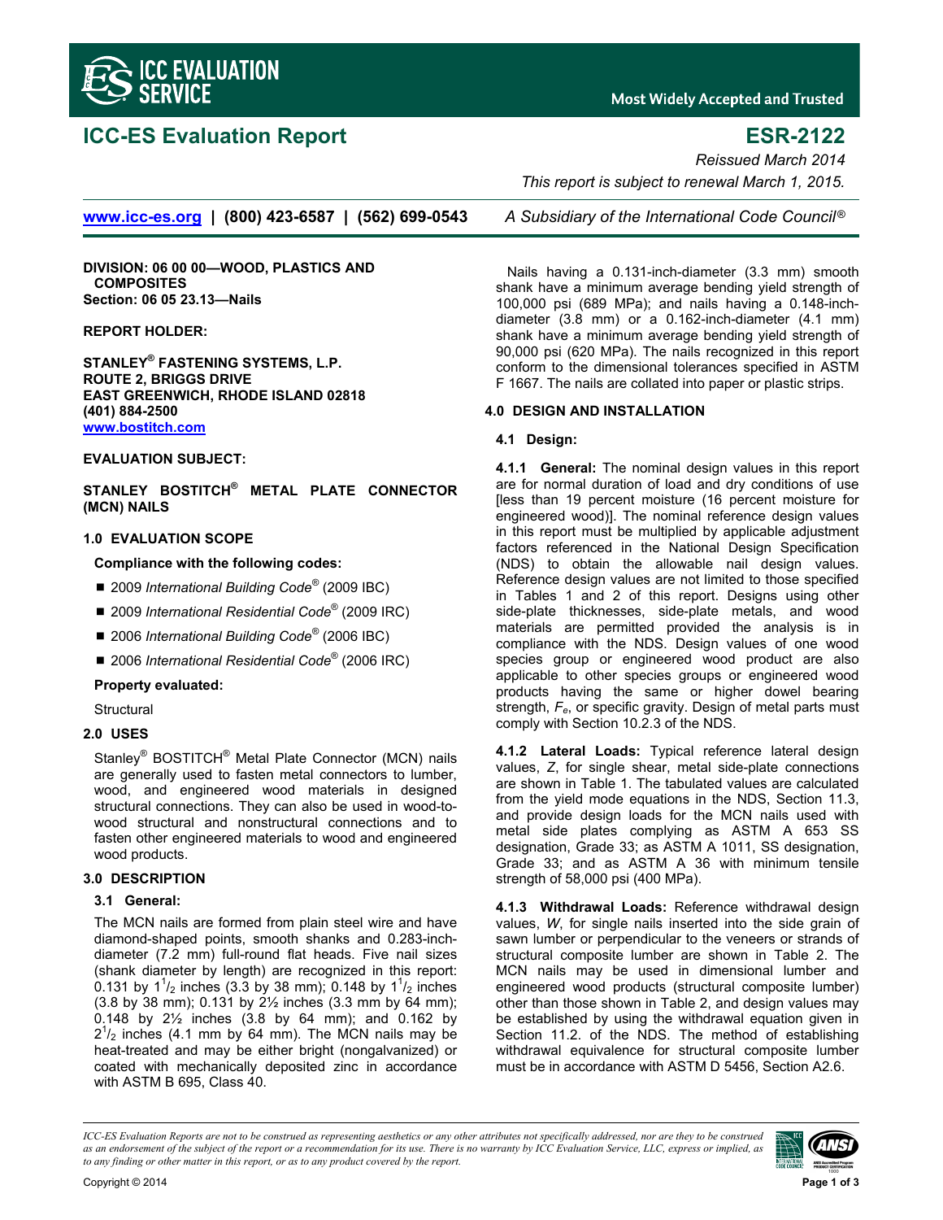# ICC-ES Evaluation Report

# ESR-2122

*Reissued March 2014*

*This report is subject to renewal March 1, 2015.*

www.icc-es.org | (800) 423-6587 | (562) 699-0543 *A Subsidiary of the International Code Council®*

**DIVISION: 06 00 00—WOOD, PLASTICS AND COMPOSITES**
**Section: 06 05 23.13—Nails**

**REPORT HOLDER:**

**STANLEY® FASTENING SYSTEMS, L.P.**
**ROUTE 2, BRIGGS DRIVE**
**EAST GREENWICH, RHODE ISLAND 02818**
**(401) 884-2500**
**www.bostitch.com**

**EVALUATION SUBJECT:**

**STANLEY BOSTITCH® METAL PLATE CONNECTOR (MCN) NAILS**

## 1.0 EVALUATION SCOPE

**Compliance with the following codes:**

- 2009 *International Building Code®* (2009 IBC)
- 2009 *International Residential Code®* (2009 IRC)
- 2006 *International Building Code®* (2006 IBC)
- 2006 *International Residential Code®* (2006 IRC)

**Property evaluated:**

Structural

## 2.0 USES

Stanley® BOSTITCH® Metal Plate Connector (MCN) nails are generally used to fasten metal connectors to lumber, wood, and engineered wood materials in designed structural connections. They can also be used in wood-to-wood structural and nonstructural connections and to fasten other engineered materials to wood and engineered wood products.

## 3.0 DESCRIPTION

### 3.1 General:

The MCN nails are formed from plain steel wire and have diamond-shaped points, smooth shanks and 0.283-inch-diameter (7.2 mm) full-round flat heads. Five nail sizes (shank diameter by length) are recognized in this report: 0.131 by $1^1/_2$ inches (3.3 by 38 mm); 0.148 by $1^1/_2$ inches (3.8 by 38 mm); 0.131 by 2½ inches (3.3 mm by 64 mm); 0.148 by 2½ inches (3.8 by 64 mm); and 0.162 by $2^1/_2$ inches (4.1 mm by 64 mm). The MCN nails may be heat-treated and may be either bright (nongalvanized) or coated with mechanically deposited zinc in accordance with ASTM B 695, Class 40.

Nails having a 0.131-inch-diameter (3.3 mm) smooth shank have a minimum average bending yield strength of 100,000 psi (689 MPa); and nails having a 0.148-inch-diameter (3.8 mm) or a 0.162-inch-diameter (4.1 mm) shank have a minimum average bending yield strength of 90,000 psi (620 MPa). The nails recognized in this report conform to the dimensional tolerances specified in ASTM F 1667. The nails are collated into paper or plastic strips.

## 4.0 DESIGN AND INSTALLATION

### 4.1 Design:

**4.1.1 General:** The nominal design values in this report are for normal duration of load and dry conditions of use [less than 19 percent moisture (16 percent moisture for engineered wood)]. The nominal reference design values in this report must be multiplied by applicable adjustment factors referenced in the National Design Specification (NDS) to obtain the allowable nail design values. Reference design values are not limited to those specified in Tables 1 and 2 of this report. Designs using other side-plate thicknesses, side-plate metals, and wood materials are permitted provided the analysis is in compliance with the NDS. Design values of one wood species group or engineered wood product are also applicable to other species groups or engineered wood products having the same or higher dowel bearing strength, $F_e$, or specific gravity. Design of metal parts must comply with Section 10.2.3 of the NDS.

**4.1.2 Lateral Loads:** Typical reference lateral design values, $Z$, for single shear, metal side-plate connections are shown in Table 1. The tabulated values are calculated from the yield mode equations in the NDS, Section 11.3, and provide design loads for the MCN nails used with metal side plates complying as ASTM A 653 SS designation, Grade 33; as ASTM A 1011, SS designation, Grade 33; and as ASTM A 36 with minimum tensile strength of 58,000 psi (400 MPa).

**4.1.3 Withdrawal Loads:** Reference withdrawal design values, $W$, for single nails inserted into the side grain of sawn lumber or perpendicular to the veneers or strands of structural composite lumber are shown in Table 2. The MCN nails may be used in dimensional lumber and engineered wood products (structural composite lumber) other than those shown in Table 2, and design values may be established by using the withdrawal equation given in Section 11.2. of the NDS. The method of establishing withdrawal equivalence for structural composite lumber must be in accordance with ASTM D 5456, Section A2.6.

*ICC-ES Evaluation Reports are not to be construed as representing aesthetics or any other attributes not specifically addressed, nor are they to be construed as an endorsement of the subject of the report or a recommendation for its use. There is no warranty by ICC Evaluation Service, LLC, express or implied, as to any finding or other matter in this report, or as to any product covered by the report.*

Copyright © 2014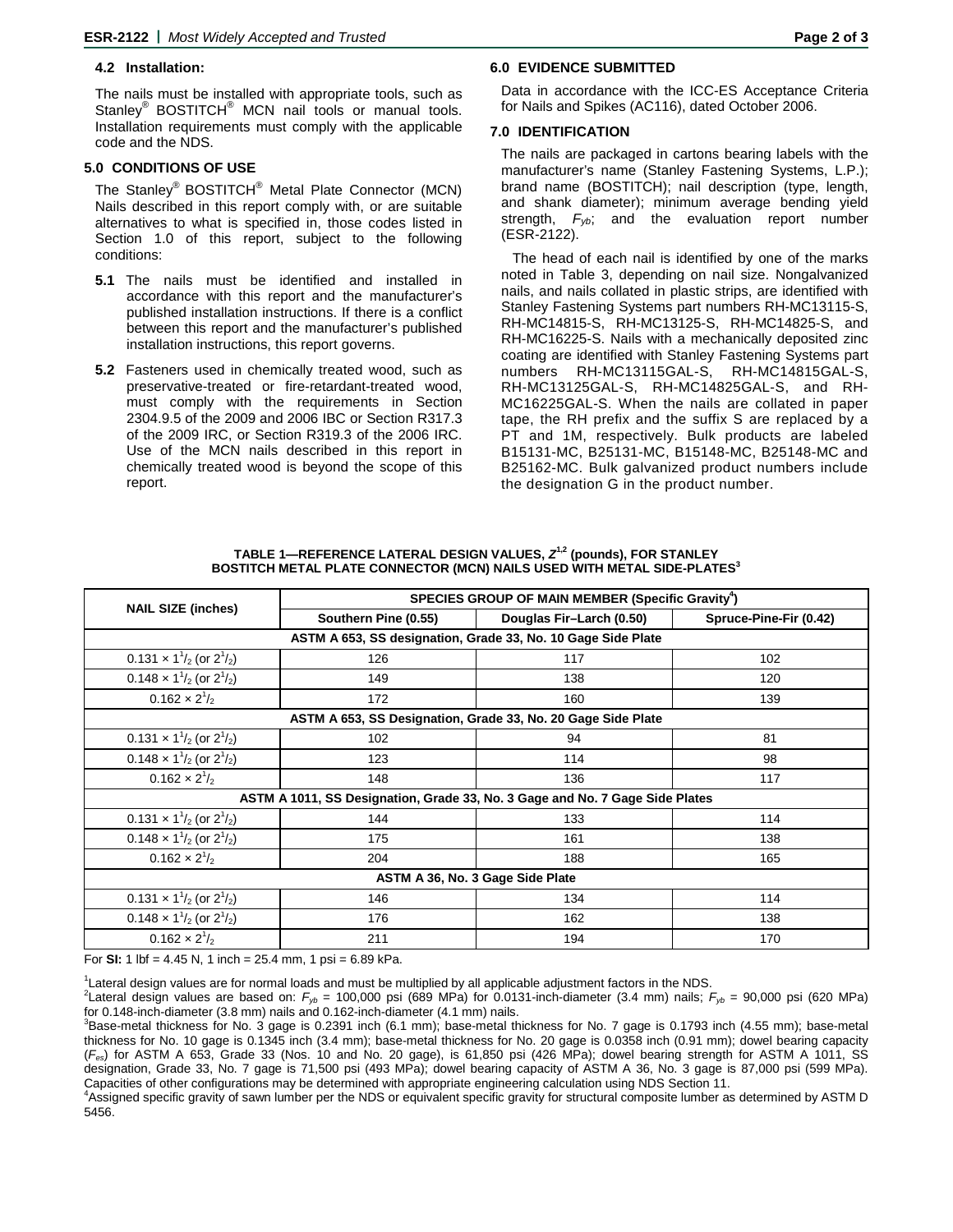### 4.2 Installation:

The nails must be installed with appropriate tools, such as Stanley® BOSTITCH® MCN nail tools or manual tools. Installation requirements must comply with the applicable code and the NDS.

## 5.0 CONDITIONS OF USE

The Stanley® BOSTITCH® Metal Plate Connector (MCN) Nails described in this report comply with, or are suitable alternatives to what is specified in, those codes listed in Section 1.0 of this report, subject to the following conditions:

**5.1** The nails must be identified and installed in accordance with this report and the manufacturer's published installation instructions. If there is a conflict between this report and the manufacturer's published installation instructions, this report governs.

**5.2** Fasteners used in chemically treated wood, such as preservative-treated or fire-retardant-treated wood, must comply with the requirements in Section 2304.9.5 of the 2009 and 2006 IBC or Section R317.3 of the 2009 IRC, or Section R319.3 of the 2006 IRC. Use of the MCN nails described in this report in chemically treated wood is beyond the scope of this report.

## 6.0 EVIDENCE SUBMITTED

Data in accordance with the ICC-ES Acceptance Criteria for Nails and Spikes (AC116), dated October 2006.

## 7.0 IDENTIFICATION

The nails are packaged in cartons bearing labels with the manufacturer's name (Stanley Fastening Systems, L.P.); brand name (BOSTITCH); nail description (type, length, and shank diameter); minimum average bending yield strength, $F_{yb}$; and the evaluation report number (ESR-2122).

The head of each nail is identified by one of the marks noted in Table 3, depending on nail size. Nongalvanized nails, and nails collated in plastic strips, are identified with Stanley Fastening Systems part numbers RH-MC13115-S, RH-MC14815-S, RH-MC13125-S, RH-MC14825-S, and RH-MC16225-S. Nails with a mechanically deposited zinc coating are identified with Stanley Fastening Systems part numbers RH-MC13115GAL-S, RH-MC14815GAL-S, RH-MC13125GAL-S, RH-MC14825GAL-S, and RH-MC16225GAL-S. When the nails are collated in paper tape, the RH prefix and the suffix S are replaced by a PT and 1M, respectively. Bulk products are labeled B15131-MC, B25131-MC, B15148-MC, B25148-MC and B25162-MC. Bulk galvanized product numbers include the designation G in the product number.

**TABLE 1—REFERENCE LATERAL DESIGN VALUES, $Z$[1,2] (pounds), FOR STANLEY BOSTITCH METAL PLATE CONNECTOR (MCN) NAILS USED WITH METAL SIDE-PLATES[3]**

| NAIL SIZE (inches) | SPECIES GROUP OF MAIN MEMBER (Specific Gravity[4]) | | |
|---|---|---|---|
| | Southern Pine (0.55) | Douglas Fir–Larch (0.50) | Spruce-Pine-Fir (0.42) |
| **ASTM A 653, SS designation, Grade 33, No. 10 Gage Side Plate** | | | |
| 0.131 × 1$^1/_2$ (or 2$^1/_2$) | 126 | 117 | 102 |
| 0.148 × 1$^1/_2$ (or 2$^1/_2$) | 149 | 138 | 120 |
| 0.162 × 2$^1/_2$ | 172 | 160 | 139 |
| **ASTM A 653, SS Designation, Grade 33, No. 20 Gage Side Plate** | | | |
| 0.131 × 1$^1/_2$ (or 2$^1/_2$) | 102 | 94 | 81 |
| 0.148 × 1$^1/_2$ (or 2$^1/_2$) | 123 | 114 | 98 |
| 0.162 × 2$^1/_2$ | 148 | 136 | 117 |
| **ASTM A 1011, SS Designation, Grade 33, No. 3 Gage and No. 7 Gage Side Plates** | | | |
| 0.131 × 1$^1/_2$ (or 2$^1/_2$) | 144 | 133 | 114 |
| 0.148 × 1$^1/_2$ (or 2$^1/_2$) | 175 | 161 | 138 |
| 0.162 × 2$^1/_2$ | 204 | 188 | 165 |
| **ASTM A 36, No. 3 Gage Side Plate** | | | |
| 0.131 × 1$^1/_2$ (or 2$^1/_2$) | 146 | 134 | 114 |
| 0.148 × 1$^1/_2$ (or 2$^1/_2$) | 176 | 162 | 138 |
| 0.162 × 2$^1/_2$ | 211 | 194 | 170 |

For **SI:** 1 lbf = 4.45 N, 1 inch = 25.4 mm, 1 psi = 6.89 kPa.

[1]Lateral design values are for normal loads and must be multiplied by all applicable adjustment factors in the NDS.
[2]Lateral design values are based on: $F_{yb}$ = 100,000 psi (689 MPa) for 0.0131-inch-diameter (3.4 mm) nails; $F_{yb}$ = 90,000 psi (620 MPa) for 0.148-inch-diameter (3.8 mm) nails and 0.162-inch-diameter (4.1 mm) nails.
[3]Base-metal thickness for No. 3 gage is 0.2391 inch (6.1 mm); base-metal thickness for No. 7 gage is 0.1793 inch (4.55 mm); base-metal thickness for No. 10 gage is 0.1345 inch (3.4 mm); base-metal thickness for No. 20 gage is 0.0358 inch (0.91 mm); dowel bearing capacity ($F_{es}$) for ASTM A 653, Grade 33 (Nos. 10 and No. 20 gage), is 61,850 psi (426 MPa); dowel bearing strength for ASTM A 1011, SS designation, Grade 33, No. 7 gage is 71,500 psi (493 MPa); dowel bearing capacity of ASTM A 36, No. 3 gage is 87,000 psi (599 MPa). Capacities of other configurations may be determined with appropriate engineering calculation using NDS Section 11.
[4]Assigned specific gravity of sawn lumber per the NDS or equivalent specific gravity for structural composite lumber as determined by ASTM D 5456.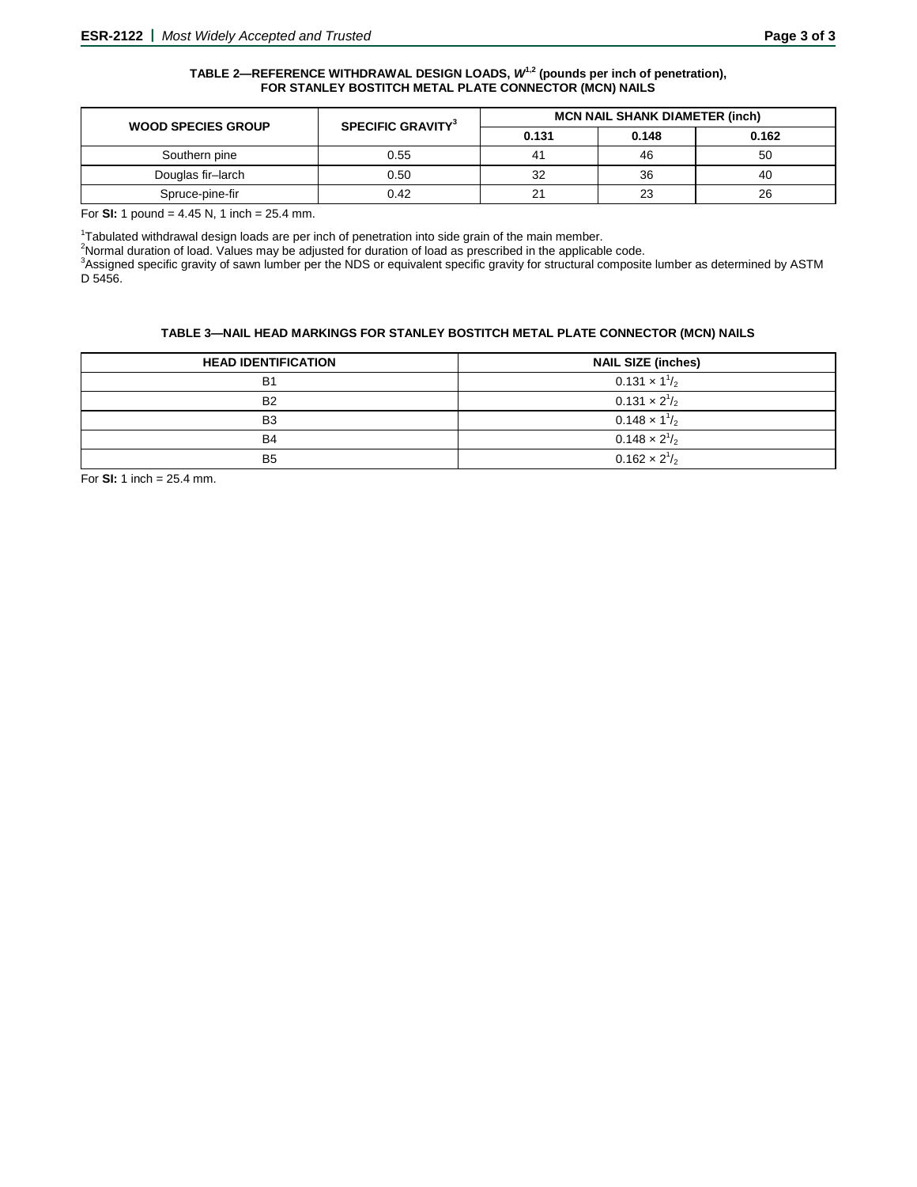**TABLE 2—REFERENCE WITHDRAWAL DESIGN LOADS, $W^{1,2}$ (pounds per inch of penetration), FOR STANLEY BOSTITCH METAL PLATE CONNECTOR (MCN) NAILS**

| WOOD SPECIES GROUP | SPECIFIC GRAVITY[3] | MCN NAIL SHANK DIAMETER (inch) | | |
|---|---|---|---|---|
| | | 0.131 | 0.148 | 0.162 |
| Southern pine | 0.55 | 41 | 46 | 50 |
| Douglas fir–larch | 0.50 | 32 | 36 | 40 |
| Spruce-pine-fir | 0.42 | 21 | 23 | 26 |

For **SI:** 1 pound = 4.45 N, 1 inch = 25.4 mm.

[1]Tabulated withdrawal design loads are per inch of penetration into side grain of the main member.
[2]Normal duration of load. Values may be adjusted for duration of load as prescribed in the applicable code.
[3]Assigned specific gravity of sawn lumber per the NDS or equivalent specific gravity for structural composite lumber as determined by ASTM D 5456.

**TABLE 3—NAIL HEAD MARKINGS FOR STANLEY BOSTITCH METAL PLATE CONNECTOR (MCN) NAILS**

| HEAD IDENTIFICATION | NAIL SIZE (inches) |
|---|---|
| B1 | $0.131 \times 1^1/_2$ |
| B2 | $0.131 \times 2^1/_2$ |
| B3 | $0.148 \times 1^1/_2$ |
| B4 | $0.148 \times 2^1/_2$ |
| B5 | $0.162 \times 2^1/_2$ |

For **SI:** 1 inch = 25.4 mm.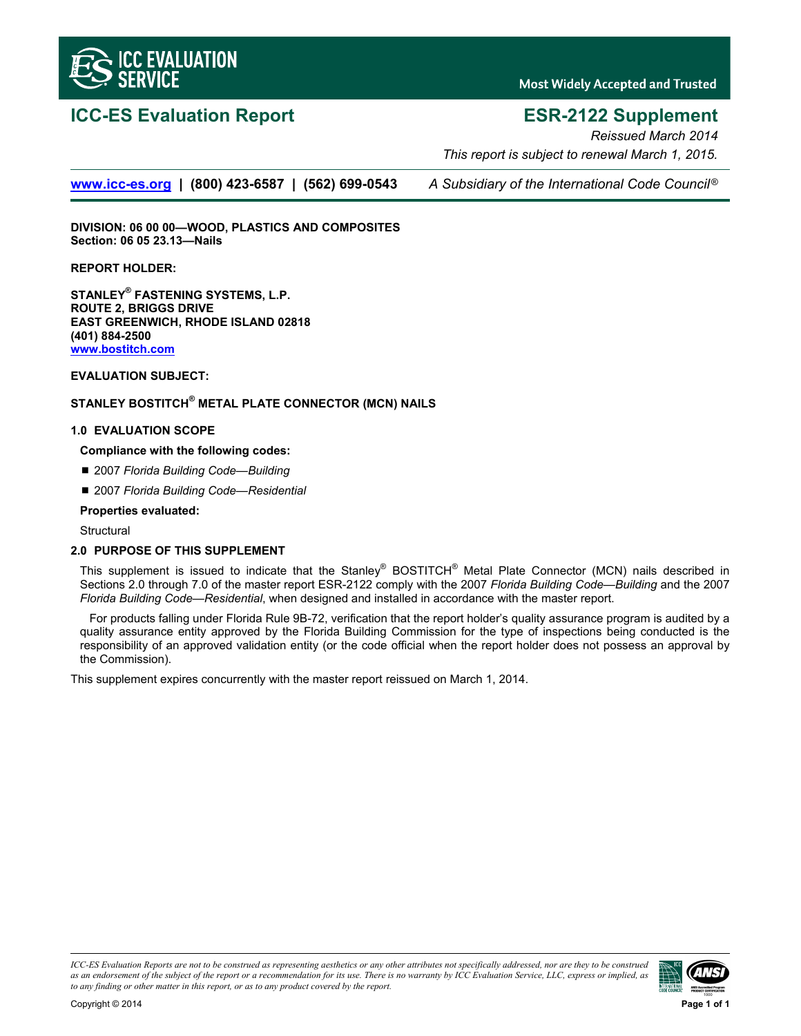# ICC-ES Evaluation Report

# ESR-2122 Supplement

*Reissued March 2014*

*This report is subject to renewal March 1, 2015.*

www.icc-es.org | (800) 423-6587 | (562) 699-0543 *A Subsidiary of the International Code Council®*

**DIVISION: 06 00 00—WOOD, PLASTICS AND COMPOSITES**
**Section: 06 05 23.13—Nails**

**REPORT HOLDER:**

**STANLEY® FASTENING SYSTEMS, L.P.**
**ROUTE 2, BRIGGS DRIVE**
**EAST GREENWICH, RHODE ISLAND 02818**
**(401) 884-2500**
**www.bostitch.com**

**EVALUATION SUBJECT:**

**STANLEY BOSTITCH® METAL PLATE CONNECTOR (MCN) NAILS**

## 1.0 EVALUATION SCOPE

**Compliance with the following codes:**

- 2007 *Florida Building Code—Building*
- 2007 *Florida Building Code—Residential*

**Properties evaluated:**

Structural

## 2.0 PURPOSE OF THIS SUPPLEMENT

This supplement is issued to indicate that the Stanley® BOSTITCH® Metal Plate Connector (MCN) nails described in Sections 2.0 through 7.0 of the master report ESR-2122 comply with the 2007 *Florida Building Code—Building* and the 2007 *Florida Building Code—Residential*, when designed and installed in accordance with the master report.

For products falling under Florida Rule 9B-72, verification that the report holder's quality assurance program is audited by a quality assurance entity approved by the Florida Building Commission for the type of inspections being conducted is the responsibility of an approved validation entity (or the code official when the report holder does not possess an approval by the Commission).

This supplement expires concurrently with the master report reissued on March 1, 2014.

*ICC-ES Evaluation Reports are not to be construed as representing aesthetics or any other attributes not specifically addressed, nor are they to be construed as an endorsement of the subject of the report or a recommendation for its use. There is no warranty by ICC Evaluation Service, LLC, express or implied, as to any finding or other matter in this report, or as to any product covered by the report.*

Copyright © 2014